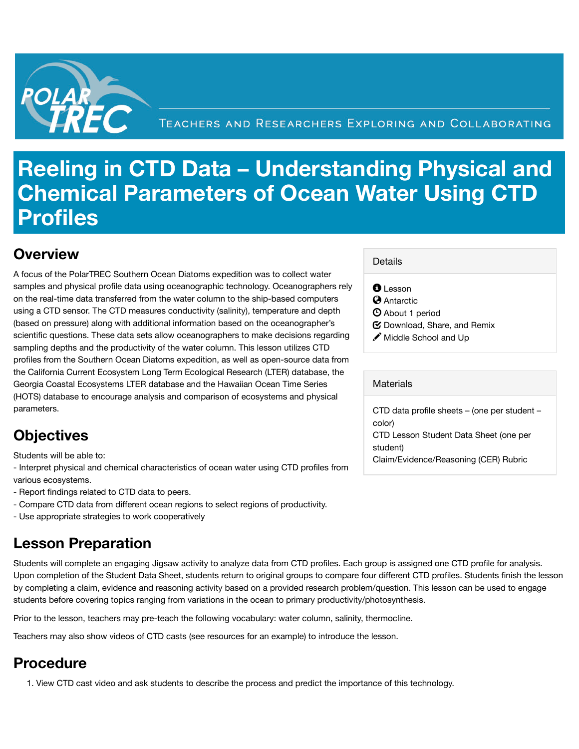POLAR TREC

TEACHERS AND RESEARCHERS EXPLORING AND COLLABORATING

# Reeling in CTD Data – Understanding Physical and Chemical Parameters of Ocean Water Using CTD Profiles

## Overview

A focus of the PolarTREC Southern Ocean Diatoms expedition was to collect water samples and physical profile data using oceanographic technology. Oceanographers rely on the real-time data transferred from the water column to the ship-based computers using a CTD sensor. The CTD measures conductivity (salinity), temperature and depth (based on pressure) along with additional information based on the oceanographer's scientific questions. These data sets allow oceanographers to make decisions regarding sampling depths and the productivity of the water column. This lesson utilizes CTD profiles from the Southern Ocean Diatoms expedition, as well as open-source data from the California Current Ecosystem Long Term Ecological Research (LTER) database, the Georgia Coastal Ecosystems LTER database and the Hawaiian Ocean Time Series (HOTS) database to encourage analysis and comparison of ecosystems and physical parameters.

### Details

- Lesson
- Antarctic
- About 1 period
- Download, Share, and Remix
- Middle School and Up

### Materials

CTD data profile sheets – (one per student – color)
CTD Lesson Student Data Sheet (one per student)
Claim/Evidence/Reasoning (CER) Rubric

## Objectives

Students will be able to:
- Interpret physical and chemical characteristics of ocean water using CTD profiles from various ecosystems.
- Report findings related to CTD data to peers.
- Compare CTD data from different ocean regions to select regions of productivity.
- Use appropriate strategies to work cooperatively

## Lesson Preparation

Students will complete an engaging Jigsaw activity to analyze data from CTD profiles. Each group is assigned one CTD profile for analysis. Upon completion of the Student Data Sheet, students return to original groups to compare four different CTD profiles. Students finish the lesson by completing a claim, evidence and reasoning activity based on a provided research problem/question. This lesson can be used to engage students before covering topics ranging from variations in the ocean to primary productivity/photosynthesis.

Prior to the lesson, teachers may pre-teach the following vocabulary: water column, salinity, thermocline.

Teachers may also show videos of CTD casts (see resources for an example) to introduce the lesson.

## Procedure

1. View CTD cast video and ask students to describe the process and predict the importance of this technology.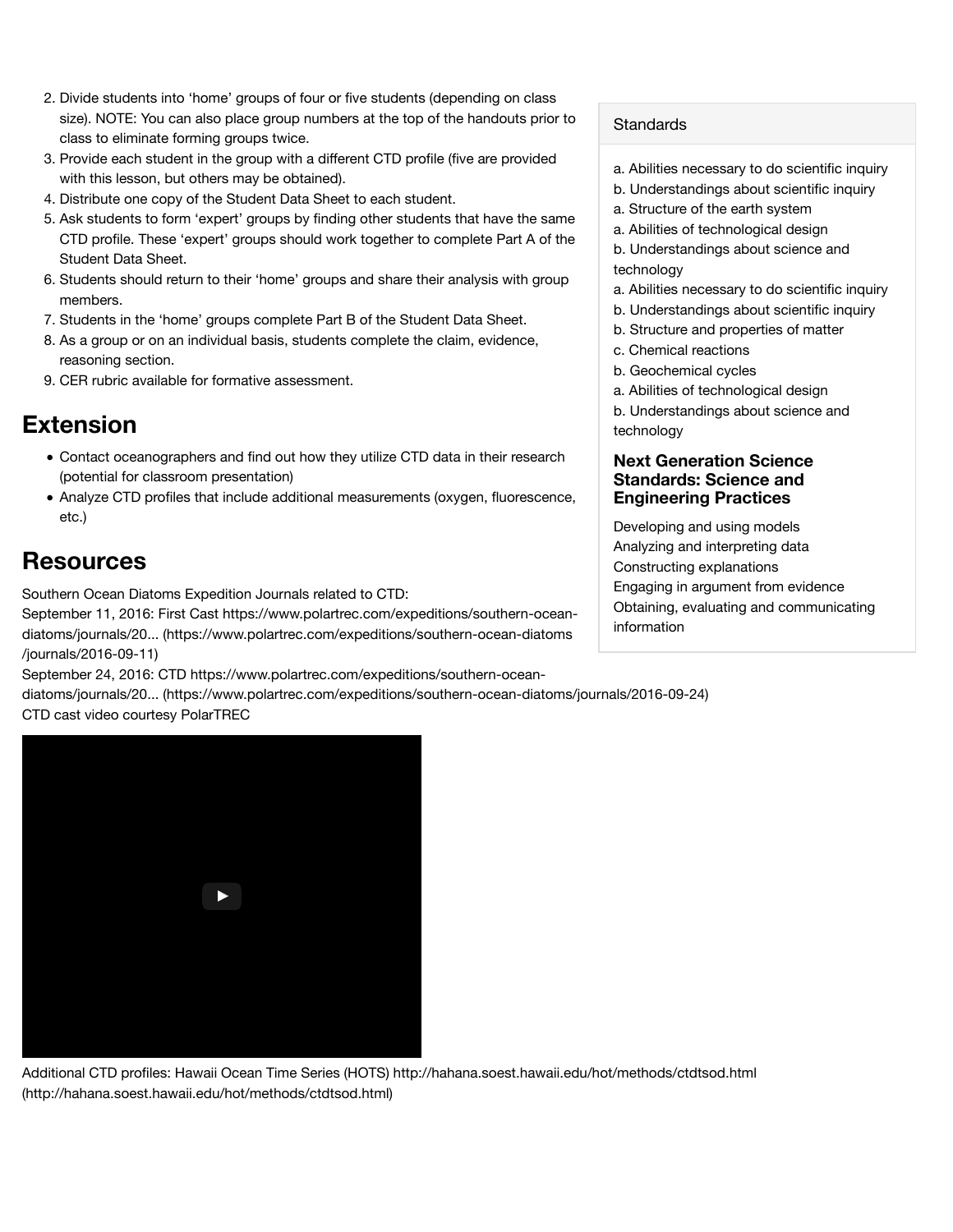2. Divide students into 'home' groups of four or five students (depending on class size). NOTE: You can also place group numbers at the top of the handouts prior to class to eliminate forming groups twice.
3. Provide each student in the group with a different CTD profile (five are provided with this lesson, but others may be obtained).
4. Distribute one copy of the Student Data Sheet to each student.
5. Ask students to form 'expert' groups by finding other students that have the same CTD profile. These 'expert' groups should work together to complete Part A of the Student Data Sheet.
6. Students should return to their 'home' groups and share their analysis with group members.
7. Students in the 'home' groups complete Part B of the Student Data Sheet.
8. As a group or on an individual basis, students complete the claim, evidence, reasoning section.
9. CER rubric available for formative assessment.

## Extension

- Contact oceanographers and find out how they utilize CTD data in their research (potential for classroom presentation)
- Analyze CTD profiles that include additional measurements (oxygen, fluorescence, etc.)

## Resources

Southern Ocean Diatoms Expedition Journals related to CTD:
September 11, 2016: First Cast https://www.polartrec.com/expeditions/southern-ocean-diatoms/journals/20... (https://www.polartrec.com/expeditions/southern-ocean-diatoms/journals/2016-09-11)
September 24, 2016: CTD https://www.polartrec.com/expeditions/southern-ocean-diatoms/journals/20... (https://www.polartrec.com/expeditions/southern-ocean-diatoms/journals/2016-09-24)
CTD cast video courtesy PolarTREC

Additional CTD profiles: Hawaii Ocean Time Series (HOTS) http://hahana.soest.hawaii.edu/hot/methods/ctdtsod.html (http://hahana.soest.hawaii.edu/hot/methods/ctdtsod.html)

### Standards

a. Abilities necessary to do scientific inquiry
b. Understandings about scientific inquiry
a. Structure of the earth system
a. Abilities of technological design
b. Understandings about science and technology
a. Abilities necessary to do scientific inquiry
b. Understandings about scientific inquiry
b. Structure and properties of matter
c. Chemical reactions
b. Geochemical cycles
a. Abilities of technological design
b. Understandings about science and technology

### Next Generation Science Standards: Science and Engineering Practices

Developing and using models
Analyzing and interpreting data
Constructing explanations
Engaging in argument from evidence
Obtaining, evaluating and communicating information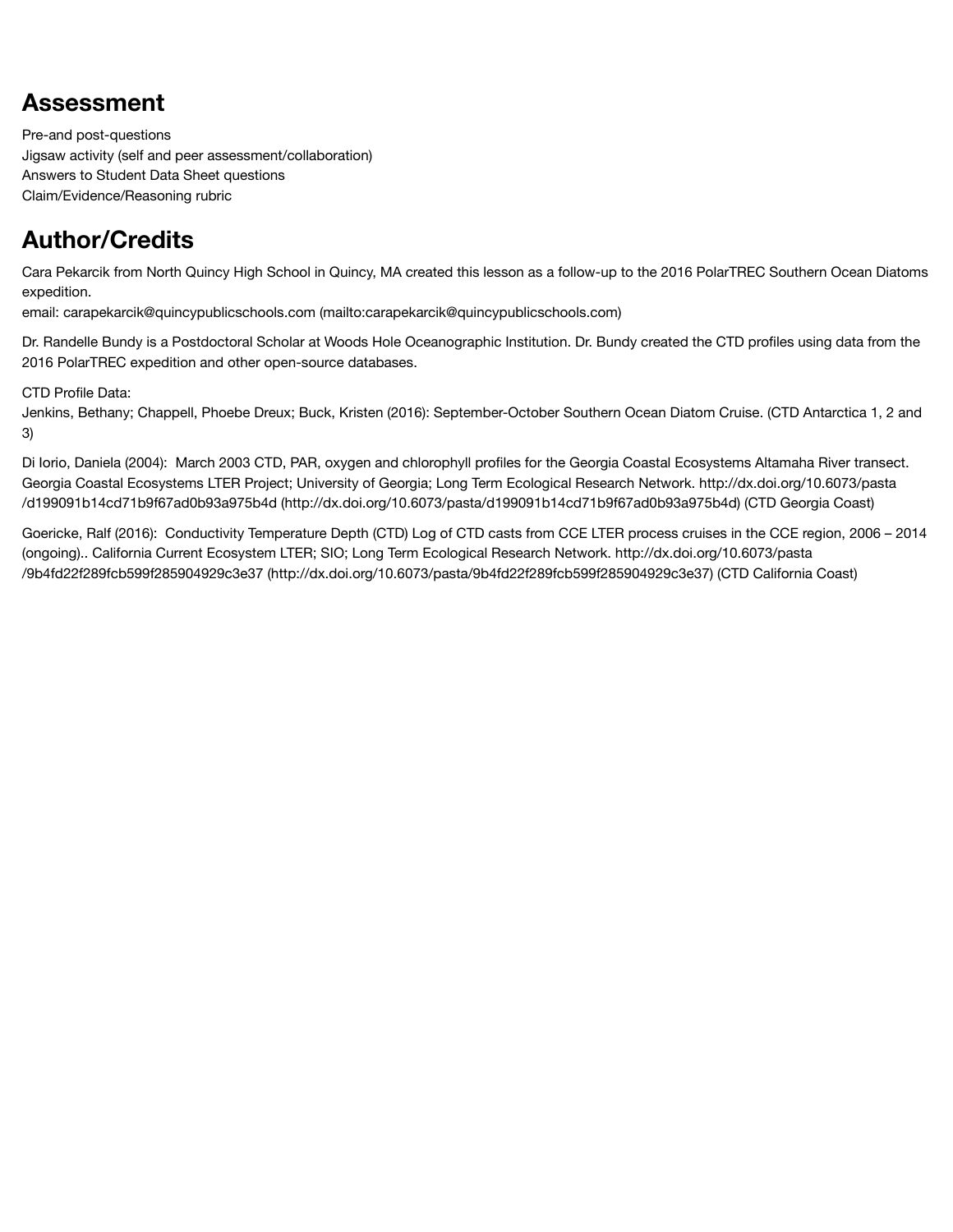## Assessment

Pre-and post-questions
Jigsaw activity (self and peer assessment/collaboration)
Answers to Student Data Sheet questions
Claim/Evidence/Reasoning rubric

## Author/Credits

Cara Pekarcik from North Quincy High School in Quincy, MA created this lesson as a follow-up to the 2016 PolarTREC Southern Ocean Diatoms expedition.
email: carapekarcik@quincypublicschools.com (mailto:carapekarcik@quincypublicschools.com)

Dr. Randelle Bundy is a Postdoctoral Scholar at Woods Hole Oceanographic Institution. Dr. Bundy created the CTD profiles using data from the 2016 PolarTREC expedition and other open-source databases.

CTD Profile Data:
Jenkins, Bethany; Chappell, Phoebe Dreux; Buck, Kristen (2016): September-October Southern Ocean Diatom Cruise. (CTD Antarctica 1, 2 and 3)

Di Iorio, Daniela (2004): March 2003 CTD, PAR, oxygen and chlorophyll profiles for the Georgia Coastal Ecosystems Altamaha River transect. Georgia Coastal Ecosystems LTER Project; University of Georgia; Long Term Ecological Research Network. http://dx.doi.org/10.6073/pasta/d199091b14cd71b9f67ad0b93a975b4d (http://dx.doi.org/10.6073/pasta/d199091b14cd71b9f67ad0b93a975b4d) (CTD Georgia Coast)

Goericke, Ralf (2016): Conductivity Temperature Depth (CTD) Log of CTD casts from CCE LTER process cruises in the CCE region, 2006 – 2014 (ongoing).. California Current Ecosystem LTER; SIO; Long Term Ecological Research Network. http://dx.doi.org/10.6073/pasta/9b4fd22f289fcb599f285904929c3e37 (http://dx.doi.org/10.6073/pasta/9b4fd22f289fcb599f285904929c3e37) (CTD California Coast)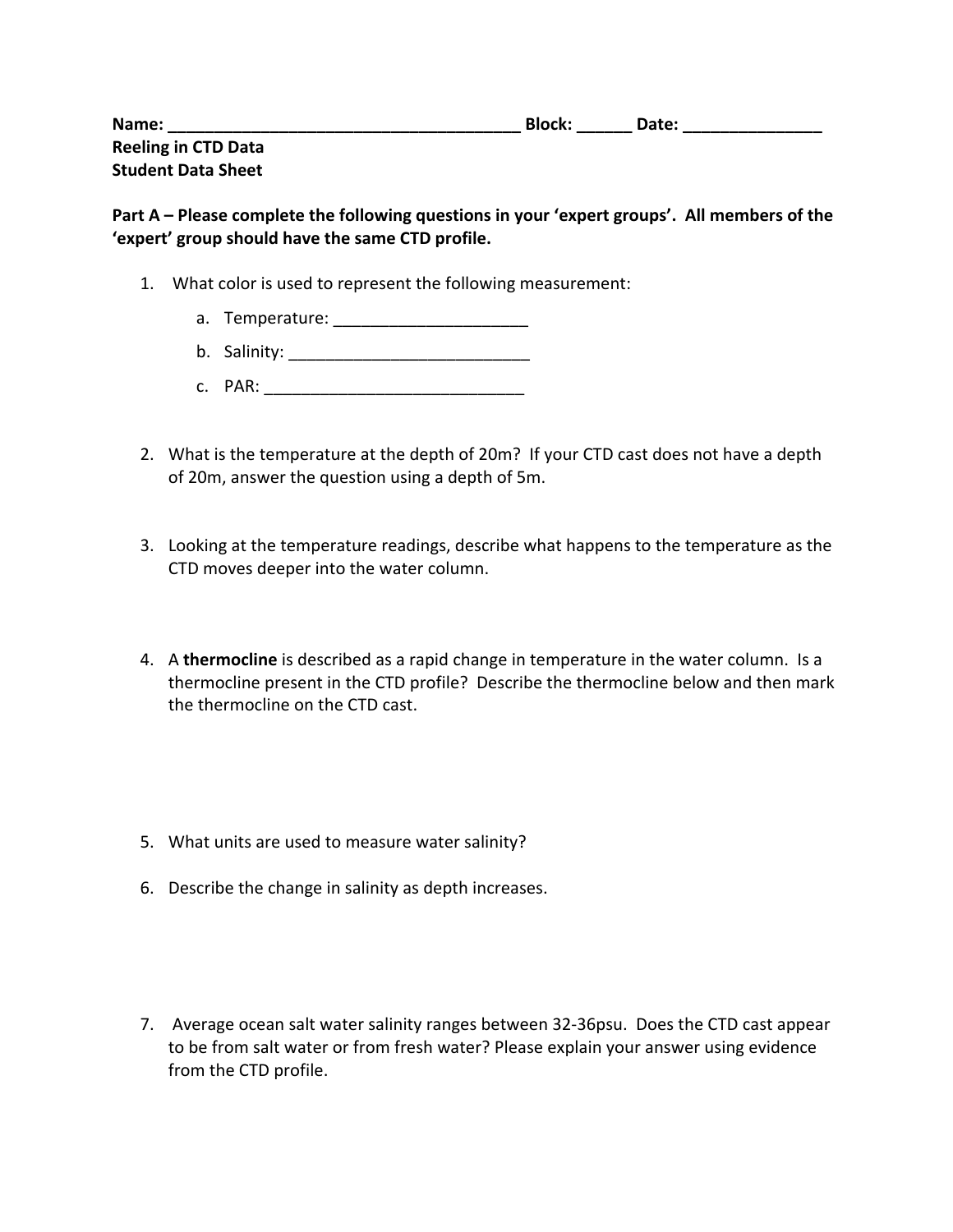**Name: ______________________________________ Block: ______ Date: _______________**
**Reeling in CTD Data**
**Student Data Sheet**

**Part A – Please complete the following questions in your 'expert groups'. All members of the 'expert' group should have the same CTD profile.**

1. What color is used to represent the following measurement:
   a. Temperature: ____________________
   b. Salinity: __________________________
   c. PAR: ____________________________

2. What is the temperature at the depth of 20m? If your CTD cast does not have a depth of 20m, answer the question using a depth of 5m.

3. Looking at the temperature readings, describe what happens to the temperature as the CTD moves deeper into the water column.

4. A **thermocline** is described as a rapid change in temperature in the water column. Is a thermocline present in the CTD profile? Describe the thermocline below and then mark the thermocline on the CTD cast.

5. What units are used to measure water salinity?

6. Describe the change in salinity as depth increases.

7. Average ocean salt water salinity ranges between 32-36psu. Does the CTD cast appear to be from salt water or from fresh water? Please explain your answer using evidence from the CTD profile.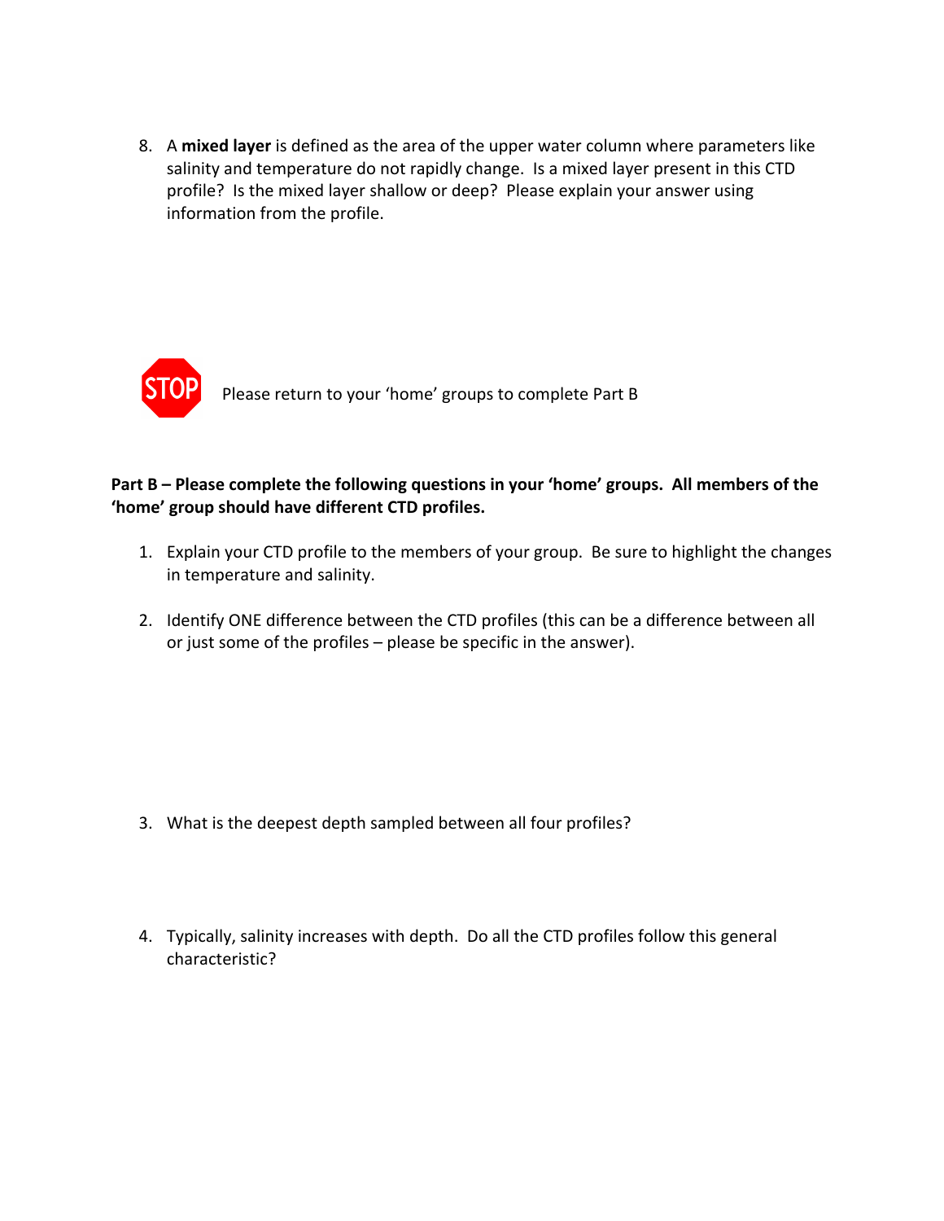8. A **mixed layer** is defined as the area of the upper water column where parameters like salinity and temperature do not rapidly change. Is a mixed layer present in this CTD profile? Is the mixed layer shallow or deep? Please explain your answer using information from the profile.

STOP Please return to your 'home' groups to complete Part B

**Part B – Please complete the following questions in your 'home' groups. All members of the 'home' group should have different CTD profiles.**

1. Explain your CTD profile to the members of your group. Be sure to highlight the changes in temperature and salinity.

2. Identify ONE difference between the CTD profiles (this can be a difference between all or just some of the profiles – please be specific in the answer).

3. What is the deepest depth sampled between all four profiles?

4. Typically, salinity increases with depth. Do all the CTD profiles follow this general characteristic?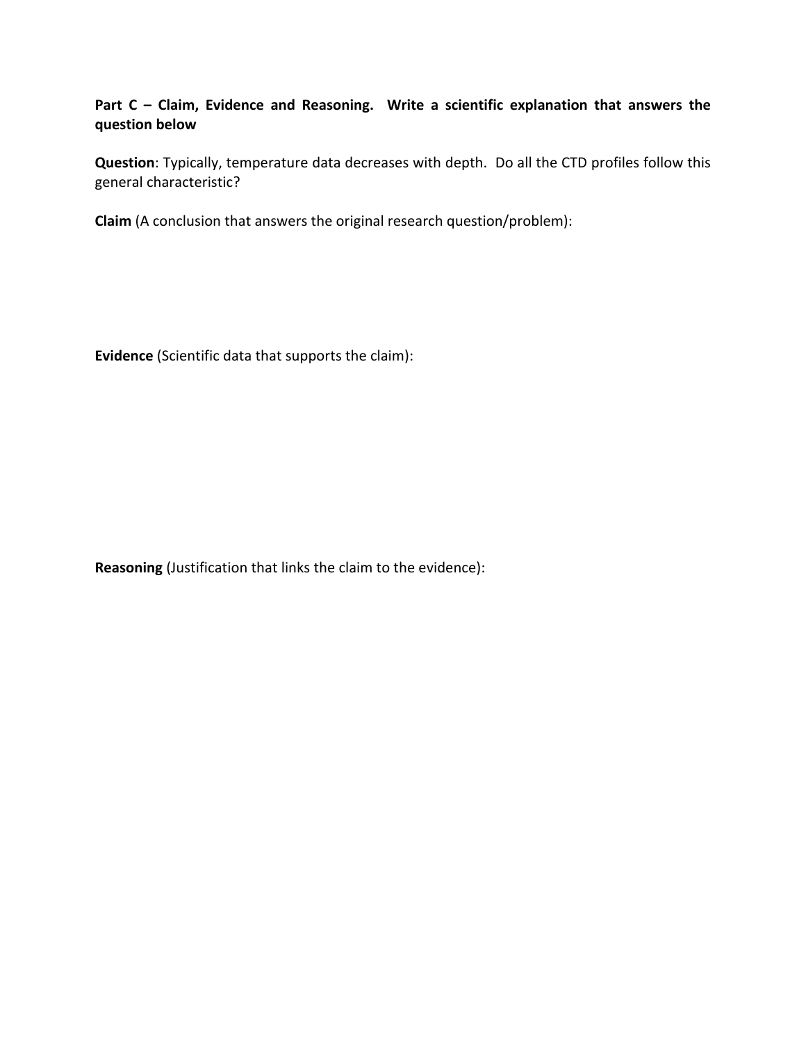**Part C – Claim, Evidence and Reasoning. Write a scientific explanation that answers the question below**

**Question**: Typically, temperature data decreases with depth. Do all the CTD profiles follow this general characteristic?

**Claim** (A conclusion that answers the original research question/problem):

**Evidence** (Scientific data that supports the claim):

**Reasoning** (Justification that links the claim to the evidence):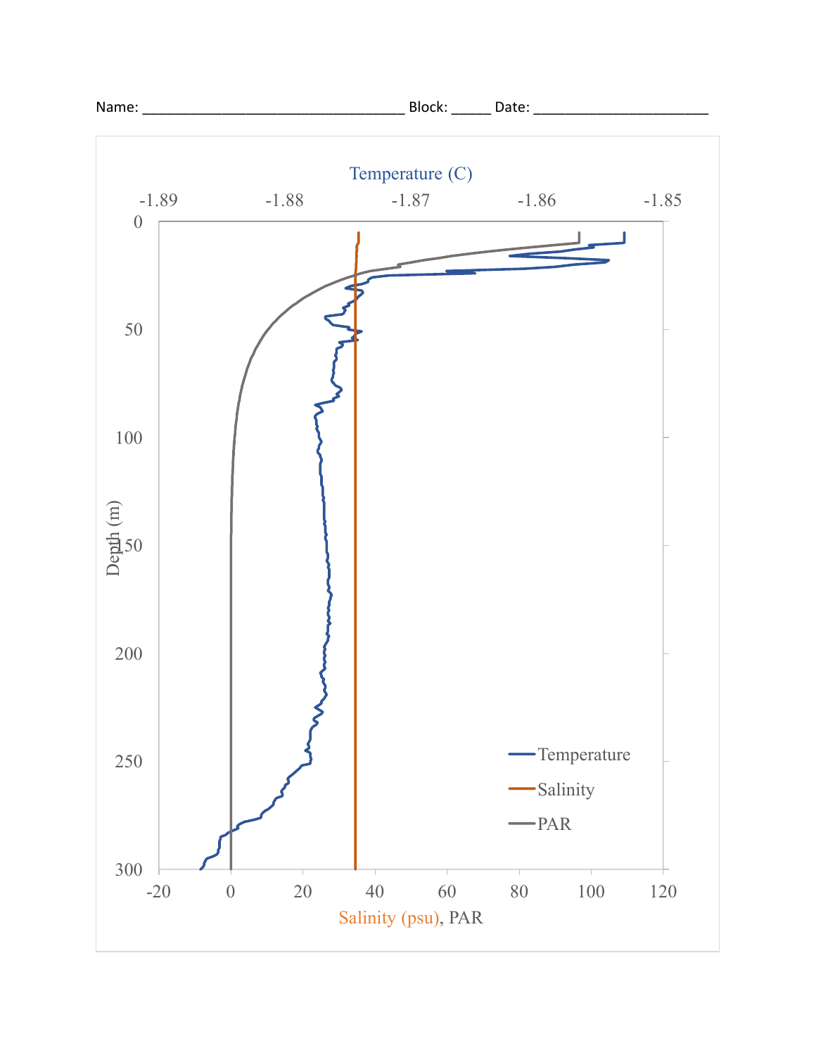Name: ___________________________________ Block: _____ Date: _______________________

Temperature (C)

-1.89 -1.88 -1.87 -1.86 -1.85

Depth (m)

0 50 100 150 200 250 300

-20 0 20 40 60 80 100 120

Salinity (psu), PAR

Temperature
Salinity
PAR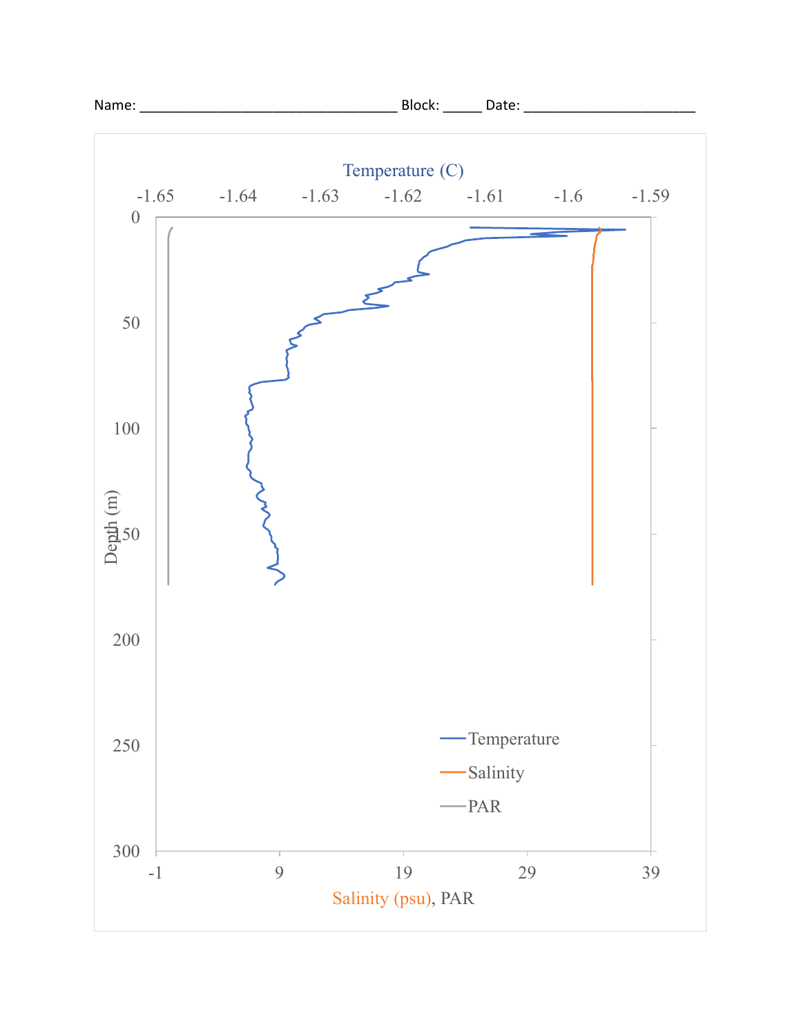Name: ___________________________________ Block: _____ Date: _______________________

Temperature (C)

-1.65 -1.64 -1.63 -1.62 -1.61 -1.6 -1.59

Depth (m)

0 50 100 150 200 250 300

Temperature

Salinity

PAR

-1 9 19 29 39

Salinity (psu), PAR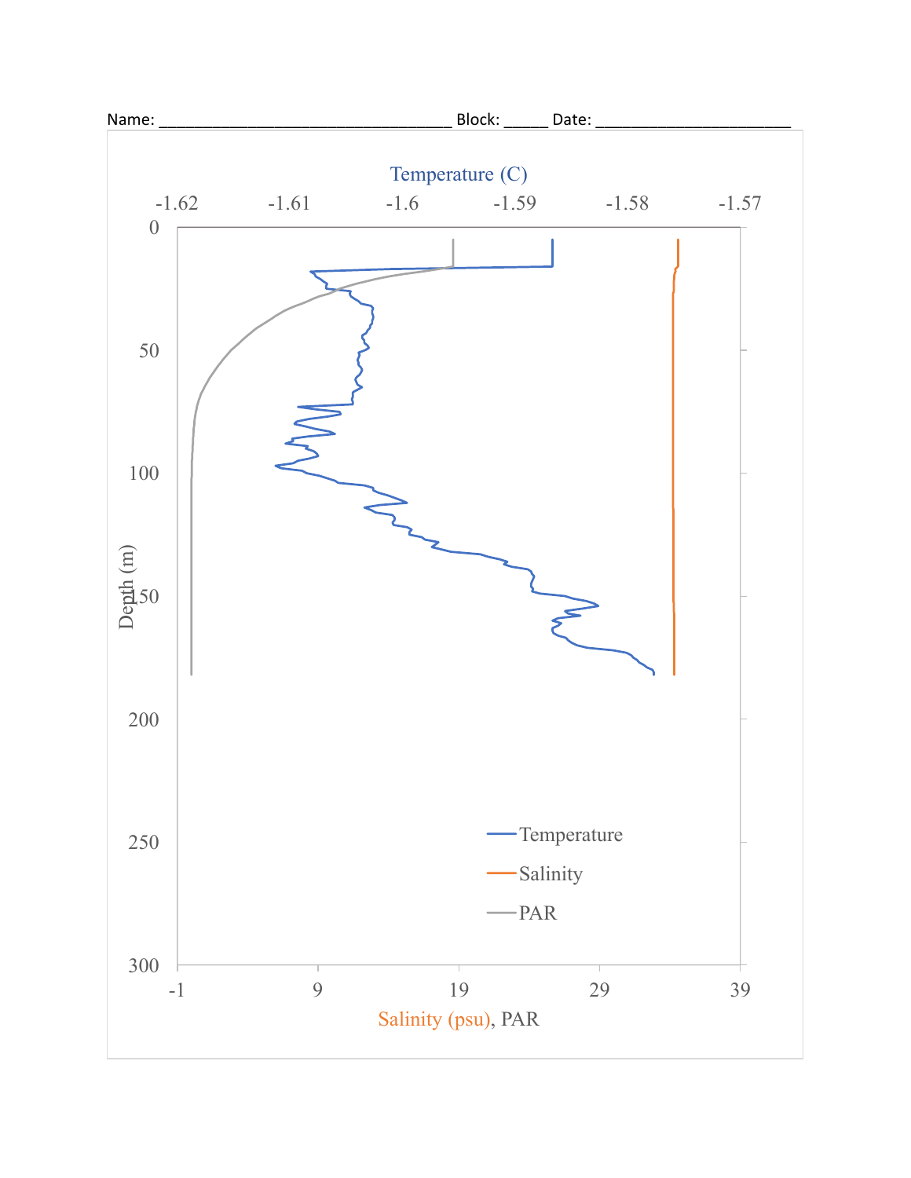Name: _________________________________ Block: _____ Date: ______________________

Temperature (C)

-1.62 -1.61 -1.6 -1.59 -1.58 -1.57

Depth (m)

0 50 100 150 200 250 300

-1 9 19 29 39

Salinity (psu), PAR

Temperature

Salinity

PAR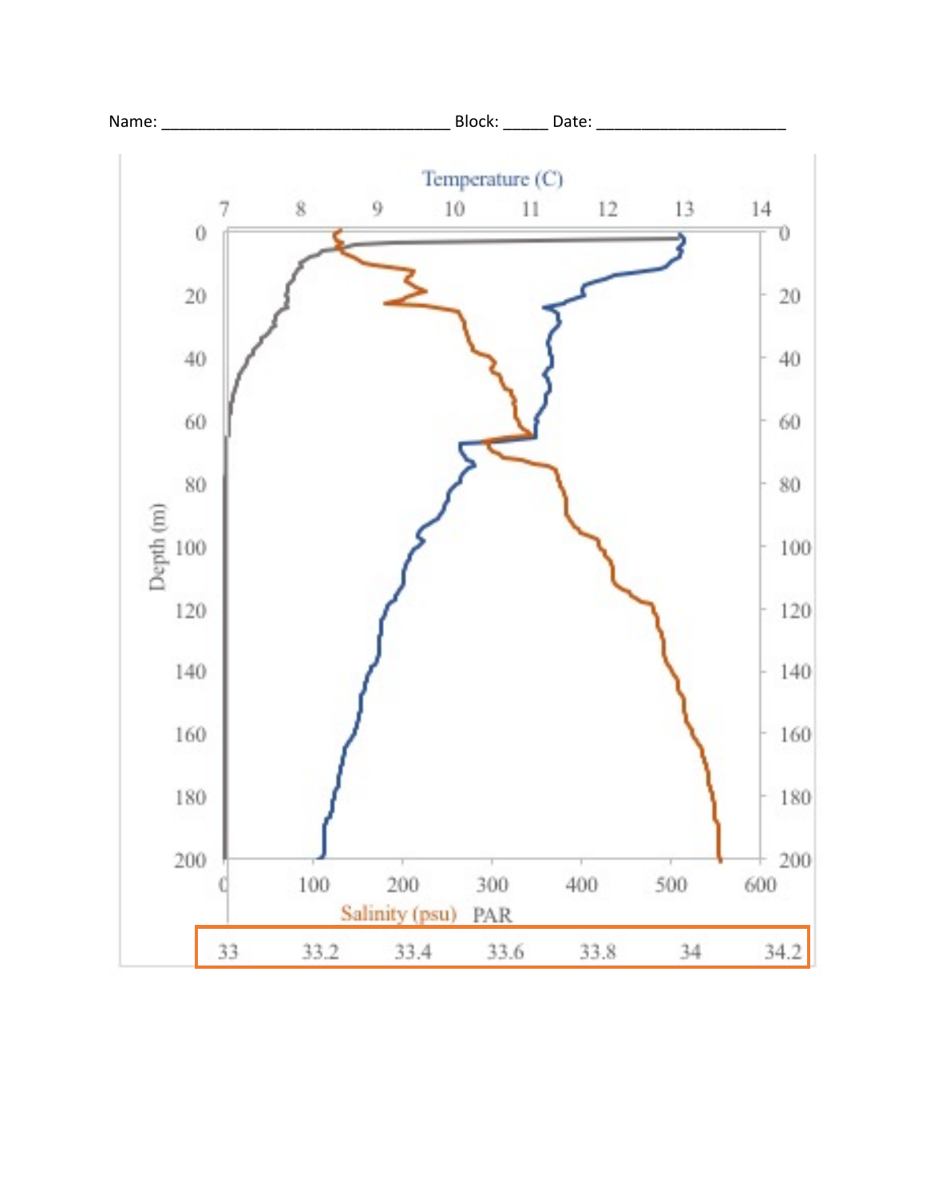Name: _________________________________ Block: _____ Date: _____________________

Temperature (C)

7 8 9 10 11 12 13 14

Depth (m)

0 20 40 60 80 100 120 140 160 180 200

0 100 200 300 400 500 600

Salinity (psu) PAR

33 33.2 33.4 33.6 33.8 34 34.2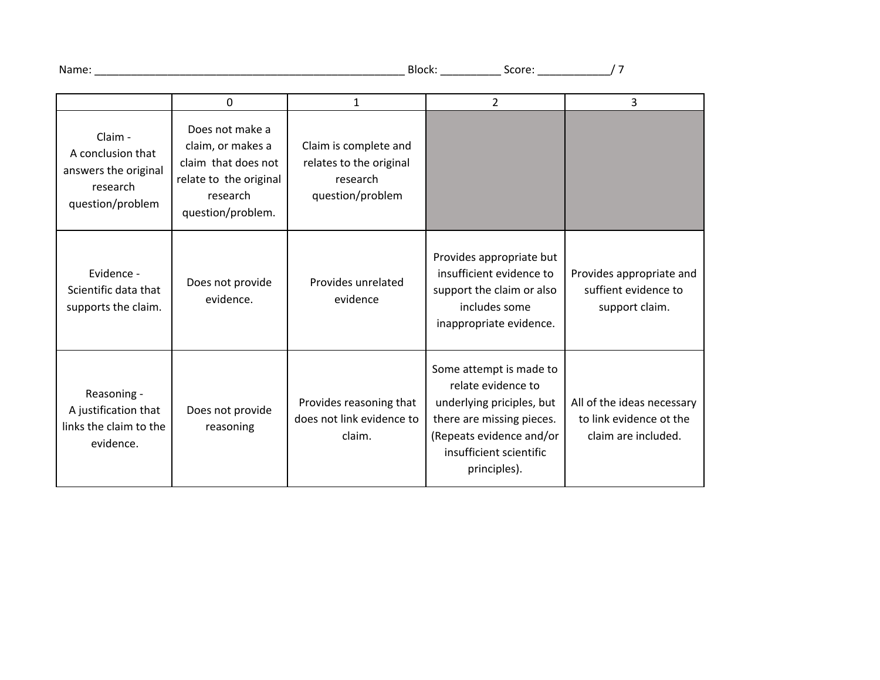Name: _____________________________________________________ Block: __________ Score: ____________/ 7

| | 0 | 1 | 2 | 3 |
|---|---|---|---|---|
| Claim - A conclusion that answers the original research question/problem | Does not make a claim, or makes a claim that does not relate to the original research question/problem. | Claim is complete and relates to the original research question/problem | | |
| Evidence - Scientific data that supports the claim. | Does not provide evidence. | Provides unrelated evidence | Provides appropriate but insufficient evidence to support the claim or also includes some inappropriate evidence. | Provides appropriate and suffient evidence to support claim. |
| Reasoning - A justification that links the claim to the evidence. | Does not provide reasoning | Provides reasoning that does not link evidence to claim. | Some attempt is made to relate evidence to underlying priciples, but there are missing pieces. (Repeats evidence and/or insufficient scientific principles). | All of the ideas necessary to link evidence ot the claim are included. |